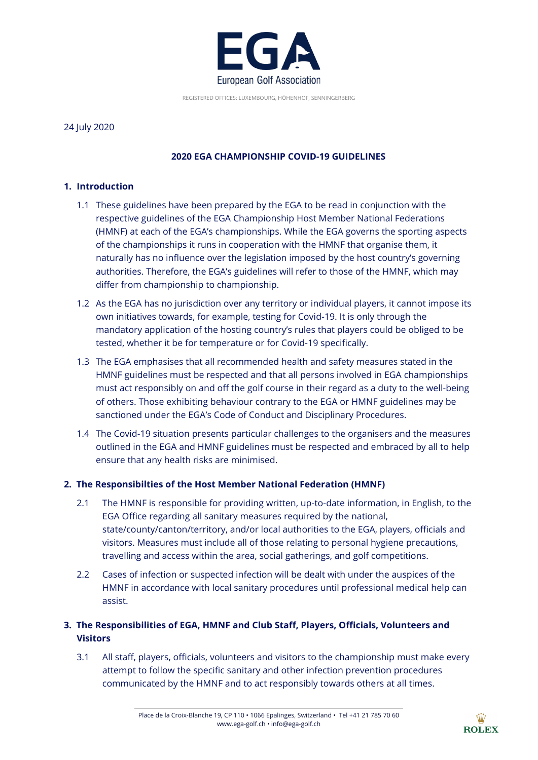EGA
European Golf Association

REGISTERED OFFICES: LUXEMBOURG, HÖHENHOF, SENNINGERBERG

24 July 2020

**2020 EGA CHAMPIONSHIP COVID-19 GUIDELINES**

## 1. Introduction

1.1 These guidelines have been prepared by the EGA to be read in conjunction with the respective guidelines of the EGA Championship Host Member National Federations (HMNF) at each of the EGA's championships. While the EGA governs the sporting aspects of the championships it runs in cooperation with the HMNF that organise them, it naturally has no influence over the legislation imposed by the host country's governing authorities. Therefore, the EGA's guidelines will refer to those of the HMNF, which may differ from championship to championship.

1.2 As the EGA has no jurisdiction over any territory or individual players, it cannot impose its own initiatives towards, for example, testing for Covid-19. It is only through the mandatory application of the hosting country's rules that players could be obliged to be tested, whether it be for temperature or for Covid-19 specifically.

1.3 The EGA emphasises that all recommended health and safety measures stated in the HMNF guidelines must be respected and that all persons involved in EGA championships must act responsibly on and off the golf course in their regard as a duty to the well-being of others. Those exhibiting behaviour contrary to the EGA or HMNF guidelines may be sanctioned under the EGA's Code of Conduct and Disciplinary Procedures.

1.4 The Covid-19 situation presents particular challenges to the organisers and the measures outlined in the EGA and HMNF guidelines must be respected and embraced by all to help ensure that any health risks are minimised.

## 2. The Responsibilties of the Host Member National Federation (HMNF)

2.1 The HMNF is responsible for providing written, up-to-date information, in English, to the EGA Office regarding all sanitary measures required by the national, state/county/canton/territory, and/or local authorities to the EGA, players, officials and visitors. Measures must include all of those relating to personal hygiene precautions, travelling and access within the area, social gatherings, and golf competitions.

2.2 Cases of infection or suspected infection will be dealt with under the auspices of the HMNF in accordance with local sanitary procedures until professional medical help can assist.

## 3. The Responsibilities of EGA, HMNF and Club Staff, Players, Officials, Volunteers and Visitors

3.1 All staff, players, officials, volunteers and visitors to the championship must make every attempt to follow the specific sanitary and other infection prevention procedures communicated by the HMNF and to act responsibly towards others at all times.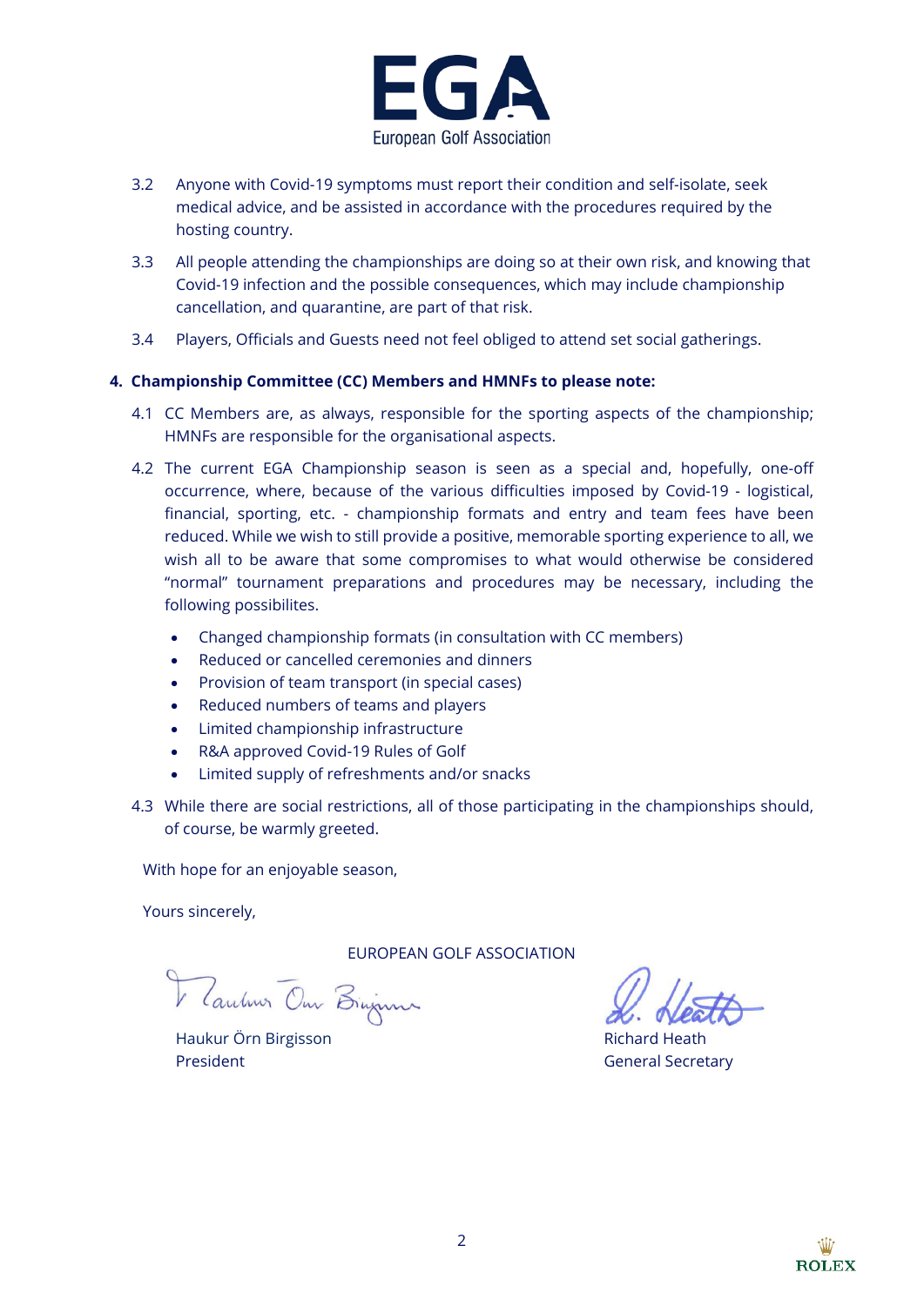3.2 Anyone with Covid-19 symptoms must report their condition and self-isolate, seek medical advice, and be assisted in accordance with the procedures required by the hosting country.

3.3 All people attending the championships are doing so at their own risk, and knowing that Covid-19 infection and the possible consequences, which may include championship cancellation, and quarantine, are part of that risk.

3.4 Players, Officials and Guests need not feel obliged to attend set social gatherings.

**4. Championship Committee (CC) Members and HMNFs to please note:**

4.1 CC Members are, as always, responsible for the sporting aspects of the championship; HMNFs are responsible for the organisational aspects.

4.2 The current EGA Championship season is seen as a special and, hopefully, one-off occurrence, where, because of the various difficulties imposed by Covid-19 - logistical, financial, sporting, etc. - championship formats and entry and team fees have been reduced. While we wish to still provide a positive, memorable sporting experience to all, we wish all to be aware that some compromises to what would otherwise be considered "normal" tournament preparations and procedures may be necessary, including the following possibilites.

- Changed championship formats (in consultation with CC members)
- Reduced or cancelled ceremonies and dinners
- Provision of team transport (in special cases)
- Reduced numbers of teams and players
- Limited championship infrastructure
- R&A approved Covid-19 Rules of Golf
- Limited supply of refreshments and/or snacks

4.3 While there are social restrictions, all of those participating in the championships should, of course, be warmly greeted.

With hope for an enjoyable season,

Yours sincerely,

EUROPEAN GOLF ASSOCIATION

Haukur Örn Birgisson
President

Richard Heath
General Secretary